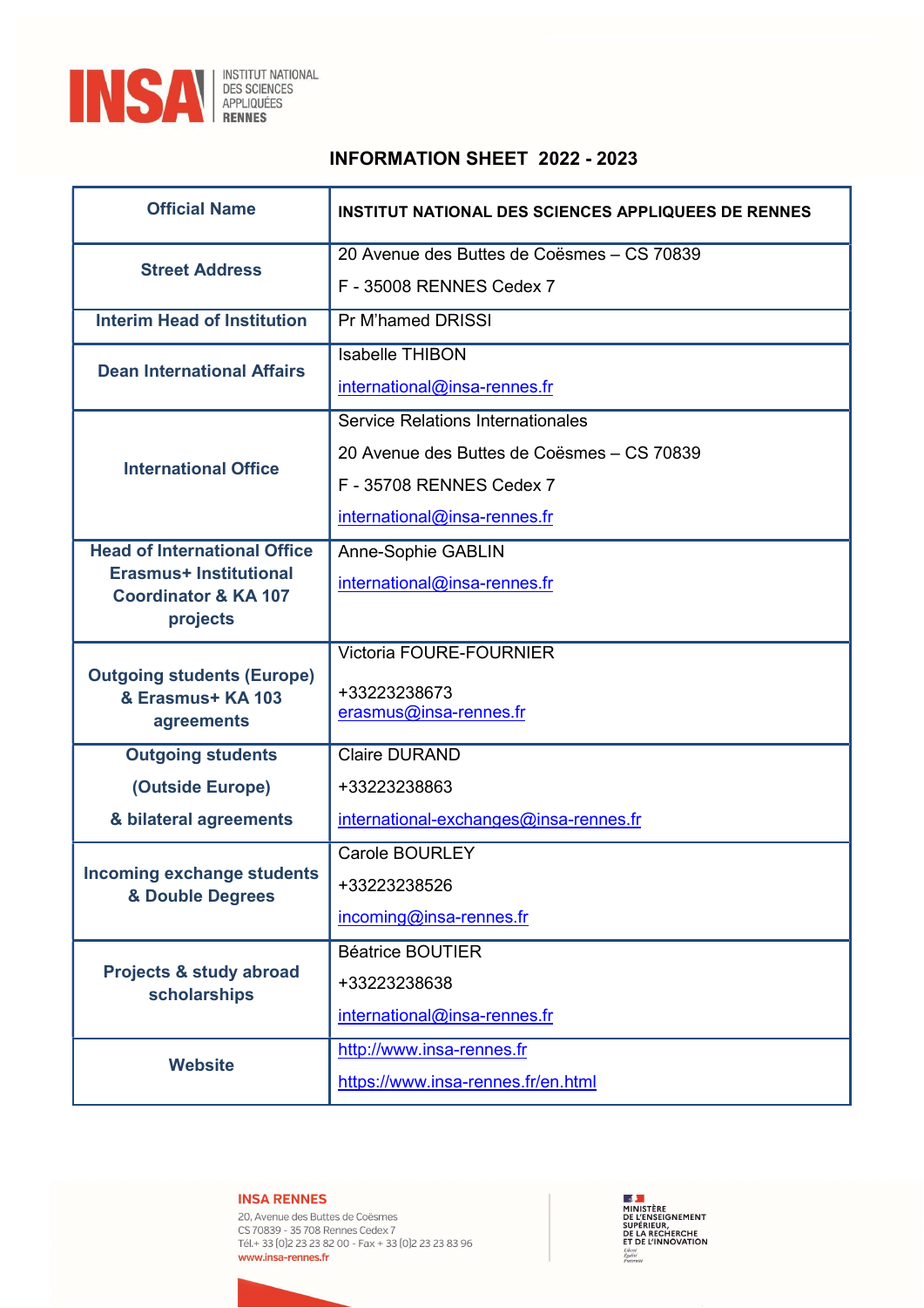INSA | INSTITUT NATIONAL DES SCIENCES APPLIQUÉES RENNES

# INFORMATION SHEET 2022 - 2023

| Official Name | INSTITUT NATIONAL DES SCIENCES APPLIQUEES DE RENNES |
|---|---|
| Street Address | 20 Avenue des Buttes de Coësmes – CS 70839<br>F - 35008 RENNES Cedex 7 |
| Interim Head of Institution | Pr M'hamed DRISSI |
| Dean International Affairs | Isabelle THIBON<br>international@insa-rennes.fr |
| International Office | Service Relations Internationales<br>20 Avenue des Buttes de Coësmes – CS 70839<br>F - 35708 RENNES Cedex 7<br>international@insa-rennes.fr |
| Head of International Office Erasmus+ Institutional Coordinator & KA 107 projects | Anne-Sophie GABLIN<br>international@insa-rennes.fr |
| Outgoing students (Europe) & Erasmus+ KA 103 agreements | Victoria FOURE-FOURNIER<br>+33223238673<br>erasmus@insa-rennes.fr |
| Outgoing students (Outside Europe) & bilateral agreements | Claire DURAND<br>+33223238863<br>international-exchanges@insa-rennes.fr |
| Incoming exchange students & Double Degrees | Carole BOURLEY<br>+33223238526<br>incoming@insa-rennes.fr |
| Projects & study abroad scholarships | Béatrice BOUTIER<br>+33223238638<br>international@insa-rennes.fr |
| Website | http://www.insa-rennes.fr<br>https://www.insa-rennes.fr/en.html |

INSA RENNES
20, Avenue des Buttes de Coësmes
CS 70839 - 35 708 Rennes Cedex 7
Tél.+ 33 (0)2 23 23 82 00 - Fax + 33 (0)2 23 23 83 96
www.insa-rennes.fr

MINISTÈRE DE L'ENSEIGNEMENT SUPÉRIEUR, DE LA RECHERCHE ET DE L'INNOVATION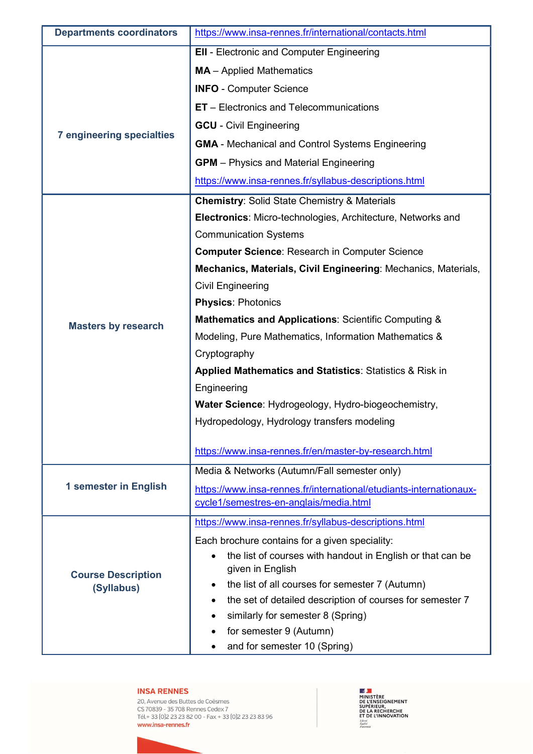| Departments coordinators | https://www.insa-rennes.fr/international/contacts.html |
|---|---|
| **7 engineering specialties** | **EII** - Electronic and Computer Engineering<br>**MA** – Applied Mathematics<br>**INFO** - Computer Science<br>**ET** – Electronics and Telecommunications<br>**GCU** - Civil Engineering<br>**GMA** - Mechanical and Control Systems Engineering<br>**GPM** – Physics and Material Engineering<br>https://www.insa-rennes.fr/syllabus-descriptions.html |
| **Masters by research** | **Chemistry**: Solid State Chemistry & Materials<br>**Electronics**: Micro-technologies, Architecture, Networks and Communication Systems<br>**Computer Science**: Research in Computer Science<br>**Mechanics, Materials, Civil Engineering**: Mechanics, Materials, Civil Engineering<br>**Physics**: Photonics<br>**Mathematics and Applications**: Scientific Computing & Modeling, Pure Mathematics, Information Mathematics & Cryptography<br>**Applied Mathematics and Statistics**: Statistics & Risk in Engineering<br>**Water Science**: Hydrogeology, Hydro-biogeochemistry, Hydropedology, Hydrology transfers modeling<br><br>https://www.insa-rennes.fr/en/master-by-research.html |
| **1 semester in English** | Media & Networks (Autumn/Fall semester only)<br>https://www.insa-rennes.fr/international/etudiants-internationaux-cycle1/semestres-en-anglais/media.html |
| **Course Description (Syllabus)** | https://www.insa-rennes.fr/syllabus-descriptions.html<br>Each brochure contains for a given speciality:<br>• the list of courses with handout in English or that can be given in English<br>• the list of all courses for semester 7 (Autumn)<br>• the set of detailed description of courses for semester 7<br>• similarly for semester 8 (Spring)<br>• for semester 9 (Autumn)<br>• and for semester 10 (Spring) |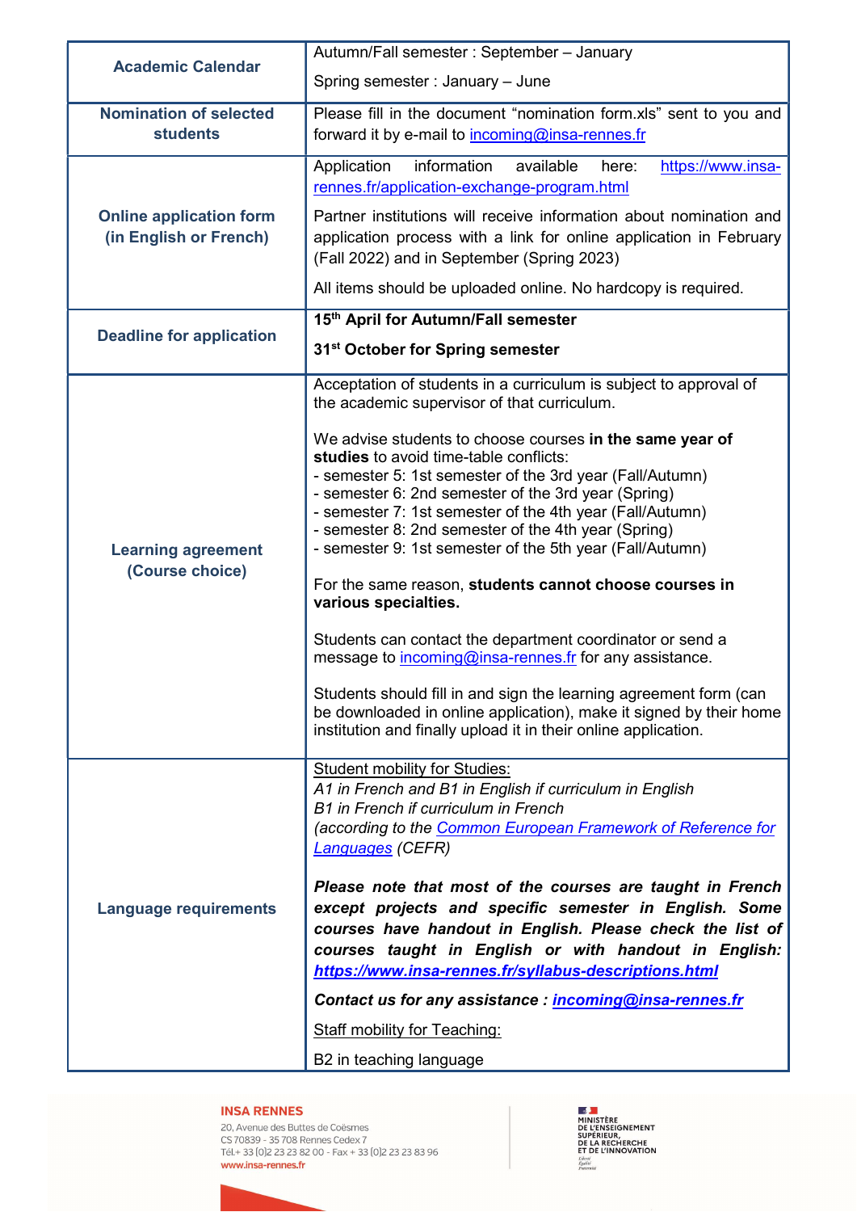| | |
|---|---|
| **Academic Calendar** | Autumn/Fall semester : September – January<br><br>Spring semester : January – June |
| **Nomination of selected students** | Please fill in the document “nomination form.xls” sent to you and forward it by e-mail to [incoming@insa-rennes.fr](mailto:incoming@insa-rennes.fr) |
| **Online application form (in English or French)** | Application information available here: [https://www.insa-rennes.fr/application-exchange-program.html](https://www.insa-rennes.fr/application-exchange-program.html)<br><br>Partner institutions will receive information about nomination and application process with a link for online application in February (Fall 2022) and in September (Spring 2023)<br><br>All items should be uploaded online. No hardcopy is required. |
| **Deadline for application** | **15th April for Autumn/Fall semester**<br><br>**31st October for Spring semester** |
| **Learning agreement (Course choice)** | Acceptation of students in a curriculum is subject to approval of the academic supervisor of that curriculum.<br><br>We advise students to choose courses **in the same year of studies** to avoid time-table conflicts:<br>- semester 5: 1st semester of the 3rd year (Fall/Autumn)<br>- semester 6: 2nd semester of the 3rd year (Spring)<br>- semester 7: 1st semester of the 4th year (Fall/Autumn)<br>- semester 8: 2nd semester of the 4th year (Spring)<br>- semester 9: 1st semester of the 5th year (Fall/Autumn)<br><br>For the same reason, **students cannot choose courses in various specialties.**<br><br>Students can contact the department coordinator or send a message to [incoming@insa-rennes.fr](mailto:incoming@insa-rennes.fr) for any assistance.<br><br>Students should fill in and sign the learning agreement form (can be downloaded in online application), make it signed by their home institution and finally upload it in their online application. |
| **Language requirements** | Student mobility for Studies:<br>*A1 in French and B1 in English if curriculum in English*<br>*B1 in French if curriculum in French*<br>*(according to the [Common European Framework of Reference for Languages](#) (CEFR)*<br><br>***Please note that most of the courses are taught in French except projects and specific semester in English. Some courses have handout in English. Please check the list of courses taught in English or with handout in English: [https://www.insa-rennes.fr/syllabus-descriptions.html](https://www.insa-rennes.fr/syllabus-descriptions.html)***<br><br>***Contact us for any assistance : [incoming@insa-rennes.fr](mailto:incoming@insa-rennes.fr)***<br><br>Staff mobility for Teaching:<br><br>B2 in teaching language |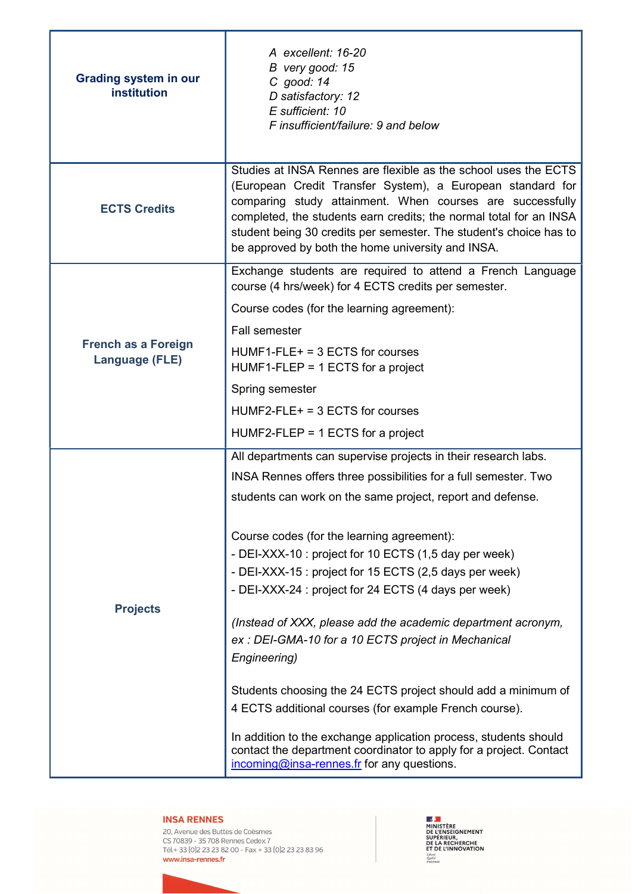| | |
|---|---|
| **Grading system in our institution** | *A excellent: 16-20*<br>*B very good: 15*<br>*C good: 14*<br>*D satisfactory: 12*<br>*E sufficient: 10*<br>*F insufficient/failure: 9 and below* |
| **ECTS Credits** | Studies at INSA Rennes are flexible as the school uses the ECTS (European Credit Transfer System), a European standard for comparing study attainment. When courses are successfully completed, the students earn credits; the normal total for an INSA student being 30 credits per semester. The student's choice has to be approved by both the home university and INSA. |
| **French as a Foreign Language (FLE)** | Exchange students are required to attend a French Language course (4 hrs/week) for 4 ECTS credits per semester.<br><br>Course codes (for the learning agreement):<br><br>Fall semester<br><br>HUMF1-FLE+ = 3 ECTS for courses<br>HUMF1-FLEP = 1 ECTS for a project<br><br>Spring semester<br><br>HUMF2-FLE+ = 3 ECTS for courses<br><br>HUMF2-FLEP = 1 ECTS for a project |
| **Projects** | All departments can supervise projects in their research labs.<br><br>INSA Rennes offers three possibilities for a full semester. Two students can work on the same project, report and defense.<br><br>Course codes (for the learning agreement):<br>- DEI-XXX-10 : project for 10 ECTS (1,5 day per week)<br>- DEI-XXX-15 : project for 15 ECTS (2,5 days per week)<br>- DEI-XXX-24 : project for 24 ECTS (4 days per week)<br><br>*(Instead of XXX, please add the academic department acronym, ex : DEI-GMA-10 for a 10 ECTS project in Mechanical Engineering)*<br><br>Students choosing the 24 ECTS project should add a minimum of 4 ECTS additional courses (for example French course).<br><br>In addition to the exchange application process, students should contact the department coordinator to apply for a project. Contact incoming@insa-rennes.fr for any questions. |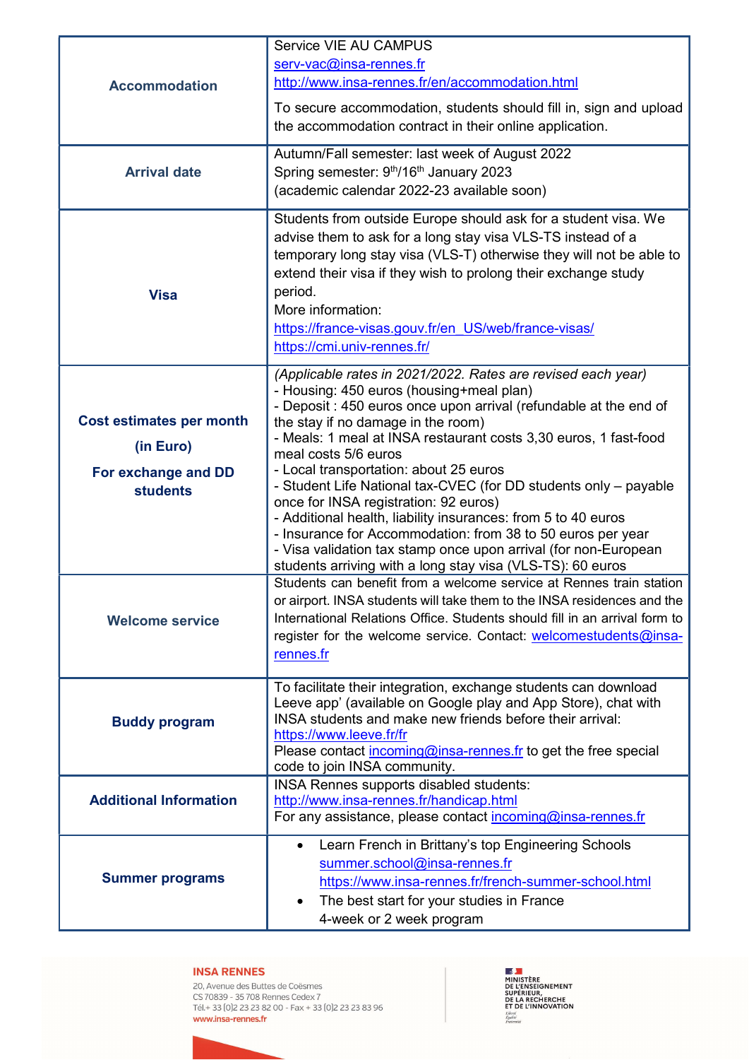| | |
|---|---|
| **Accommodation** | Service VIE AU CAMPUS<br>serv-vac@insa-rennes.fr<br>http://www.insa-rennes.fr/en/accommodation.html<br><br>To secure accommodation, students should fill in, sign and upload the accommodation contract in their online application. |
| **Arrival date** | Autumn/Fall semester: last week of August 2022<br>Spring semester: 9th/16th January 2023<br>(academic calendar 2022-23 available soon) |
| **Visa** | Students from outside Europe should ask for a student visa. We advise them to ask for a long stay visa VLS-TS instead of a temporary long stay visa (VLS-T) otherwise they will not be able to extend their visa if they wish to prolong their exchange study period.<br>More information:<br>https://france-visas.gouv.fr/en_US/web/france-visas/<br>https://cmi.univ-rennes.fr/ |
| **Cost estimates per month (in Euro)**<br><br>**For exchange and DD students** | *(Applicable rates in 2021/2022. Rates are revised each year)*<br>- Housing: 450 euros (housing+meal plan)<br>- Deposit : 450 euros once upon arrival (refundable at the end of the stay if no damage in the room)<br>- Meals: 1 meal at INSA restaurant costs 3,30 euros, 1 fast-food meal costs 5/6 euros<br>- Local transportation: about 25 euros<br>- Student Life National tax-CVEC (for DD students only – payable once for INSA registration: 92 euros)<br>- Additional health, liability insurances: from 5 to 40 euros<br>- Insurance for Accommodation: from 38 to 50 euros per year<br>- Visa validation tax stamp once upon arrival (for non-European students arriving with a long stay visa (VLS-TS): 60 euros |
| **Welcome service** | Students can benefit from a welcome service at Rennes train station or airport. INSA students will take them to the INSA residences and the International Relations Office. Students should fill in an arrival form to register for the welcome service. Contact: welcomestudents@insa-rennes.fr |
| **Buddy program** | To facilitate their integration, exchange students can download Leeve app' (available on Google play and App Store), chat with INSA students and make new friends before their arrival: https://www.leeve.fr/fr<br>Please contact incoming@insa-rennes.fr to get the free special code to join INSA community. |
| **Additional Information** | INSA Rennes supports disabled students:<br>http://www.insa-rennes.fr/handicap.html<br>For any assistance, please contact incoming@insa-rennes.fr |
| **Summer programs** | • Learn French in Brittany's top Engineering Schools<br>summer.school@insa-rennes.fr<br>https://www.insa-rennes.fr/french-summer-school.html<br>• The best start for your studies in France<br>4-week or 2 week program |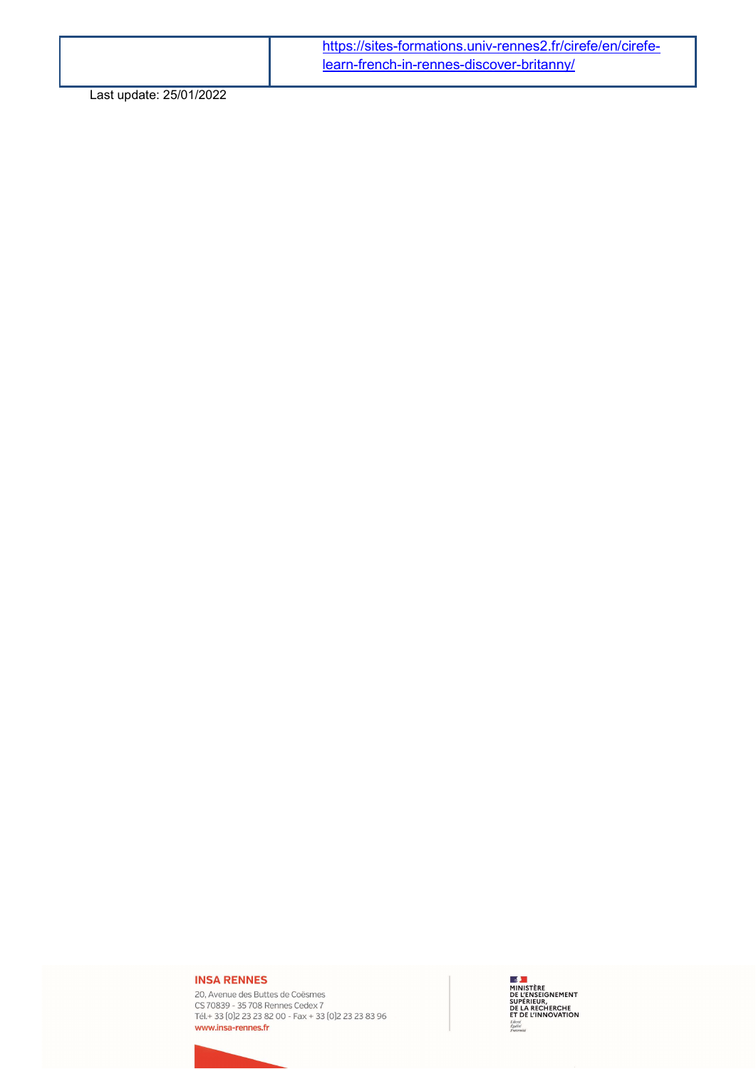| | |
|---|---|
| | https://sites-formations.univ-rennes2.fr/cirefe/en/cirefe-learn-french-in-rennes-discover-britanny/ |

Last update: 25/01/2022

**INSA RENNES**
20, Avenue des Buttes de Coësmes
CS 70839 - 35 708 Rennes Cedex 7
Tél.+ 33 (0)2 23 23 82 00 - Fax + 33 (0)2 23 23 83 96
www.insa-rennes.fr

MINISTÈRE DE L'ENSEIGNEMENT SUPÉRIEUR, DE LA RECHERCHE ET DE L'INNOVATION